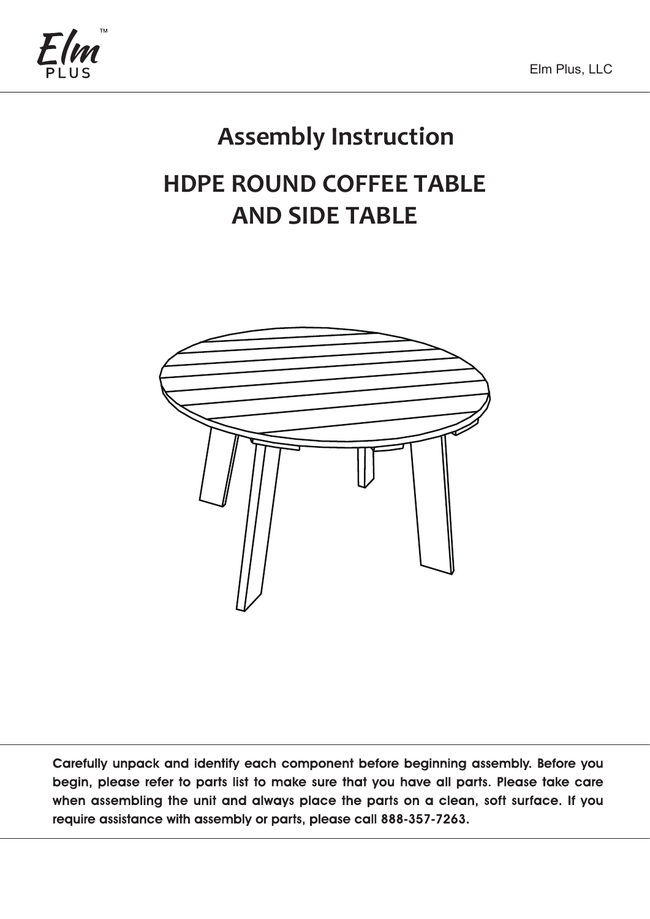Elm Plus, LLC

# Assembly Instruction

# HDPE ROUND COFFEE TABLE AND SIDE TABLE

**Carefully unpack and identify each component before beginning assembly. Before you begin, please refer to parts list to make sure that you have all parts. Please take care when assembling the unit and always place the parts on a clean, soft surface. If you require assistance with assembly or parts, please call 888-357-7263.**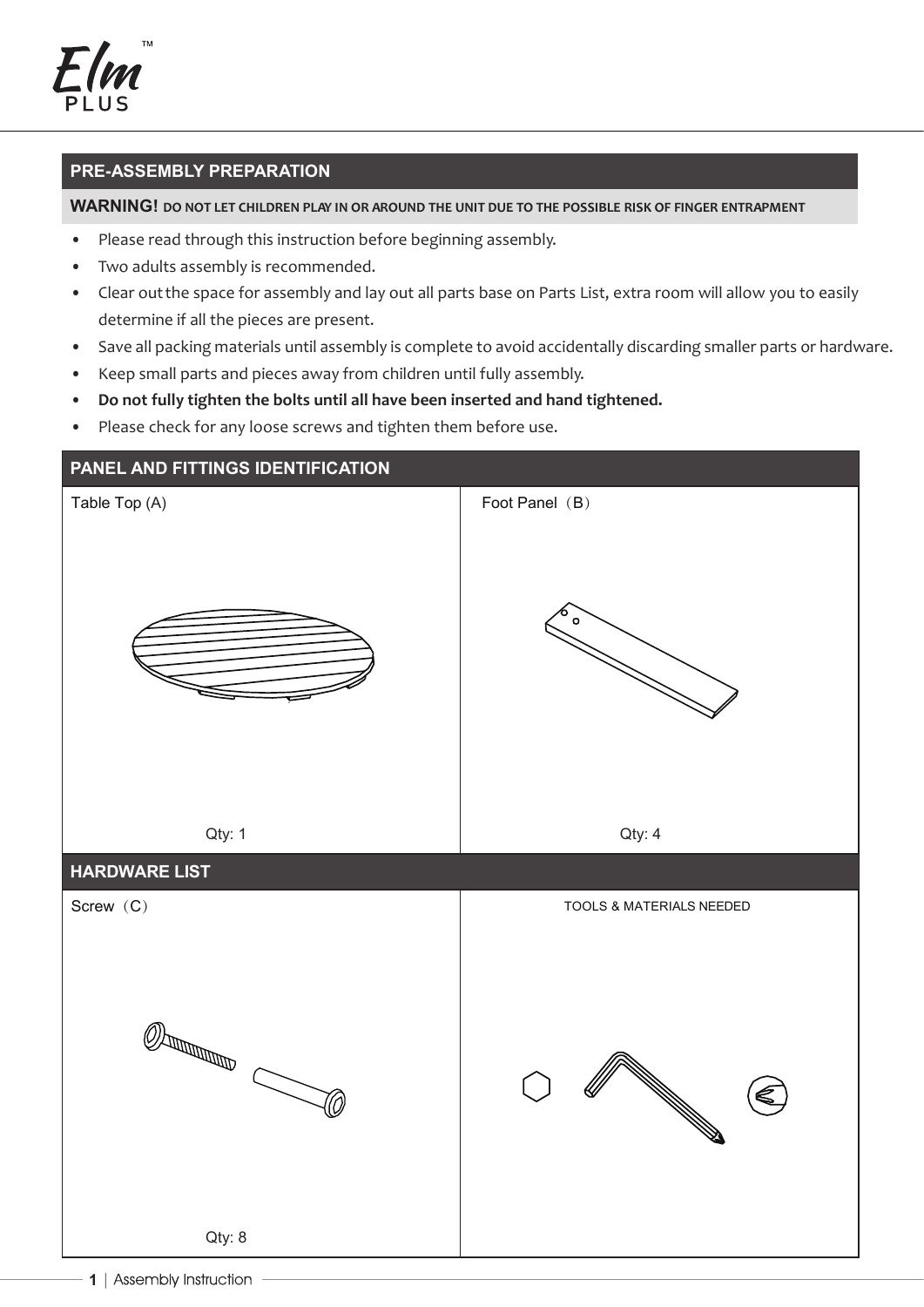## PRE-ASSEMBLY PREPARATION

**WARNING! DO NOT LET CHILDREN PLAY IN OR AROUND THE UNIT DUE TO THE POSSIBLE RISK OF FINGER ENTRAPMENT**

- Please read through this instruction before beginning assembly.
- Two adults assembly is recommended.
- Clear out the space for assembly and lay out all parts base on Parts List, extra room will allow you to easily determine if all the pieces are present.
- Save all packing materials until assembly is complete to avoid accidentally discarding smaller parts or hardware.
- Keep small parts and pieces away from children until fully assembly.
- **Do not fully tighten the bolts until all have been inserted and hand tightened.**
- Please check for any loose screws and tighten them before use.

## PANEL AND FITTINGS IDENTIFICATION

| Table Top (A) | Foot Panel（B） |
| --- | --- |
| Qty: 1 | Qty: 4 |

## HARDWARE LIST

| Screw（C） | TOOLS & MATERIALS NEEDED |
| --- | --- |
| Qty: 8 | |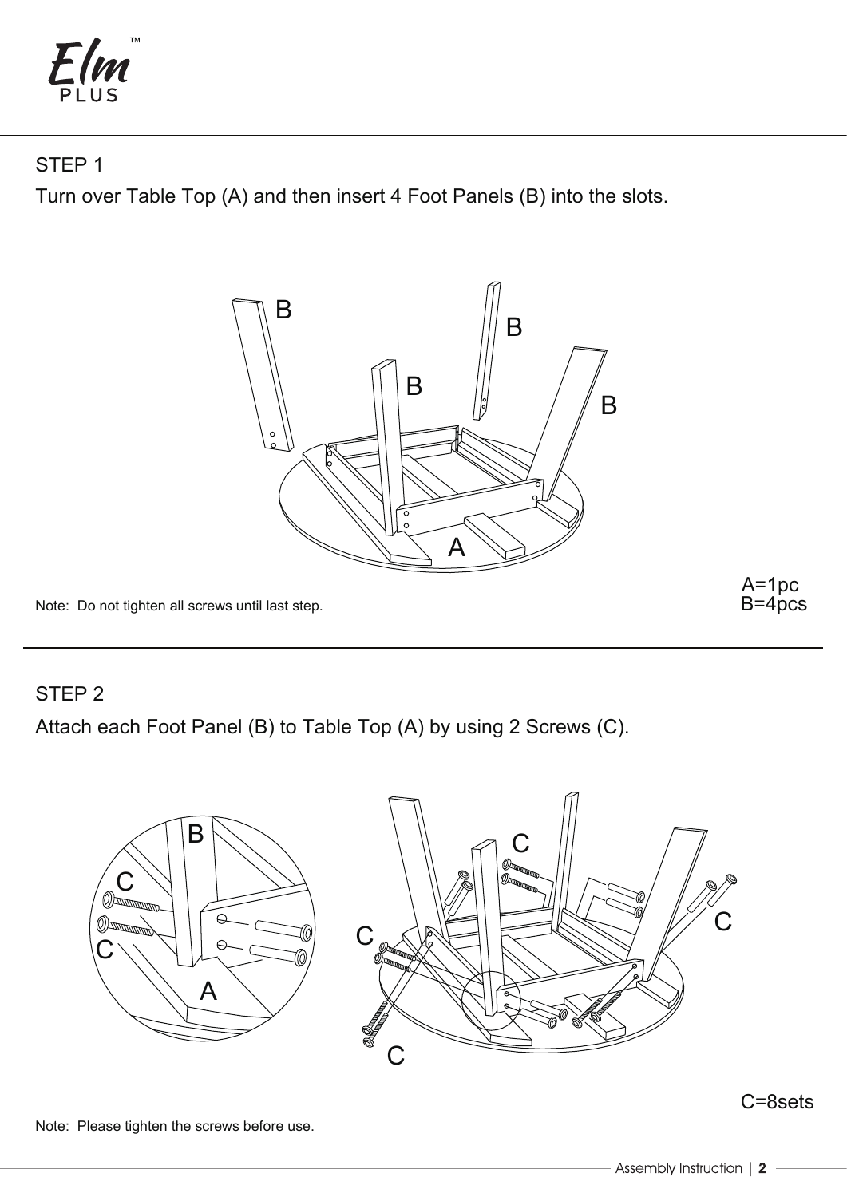## STEP 1

Turn over Table Top (A) and then insert 4 Foot Panels (B) into the slots.

A=1pc
B=4pcs

Note: Do not tighten all screws until last step.

## STEP 2

Attach each Foot Panel (B) to Table Top (A) by using 2 Screws (C).

C=8sets

Note: Please tighten the screws before use.